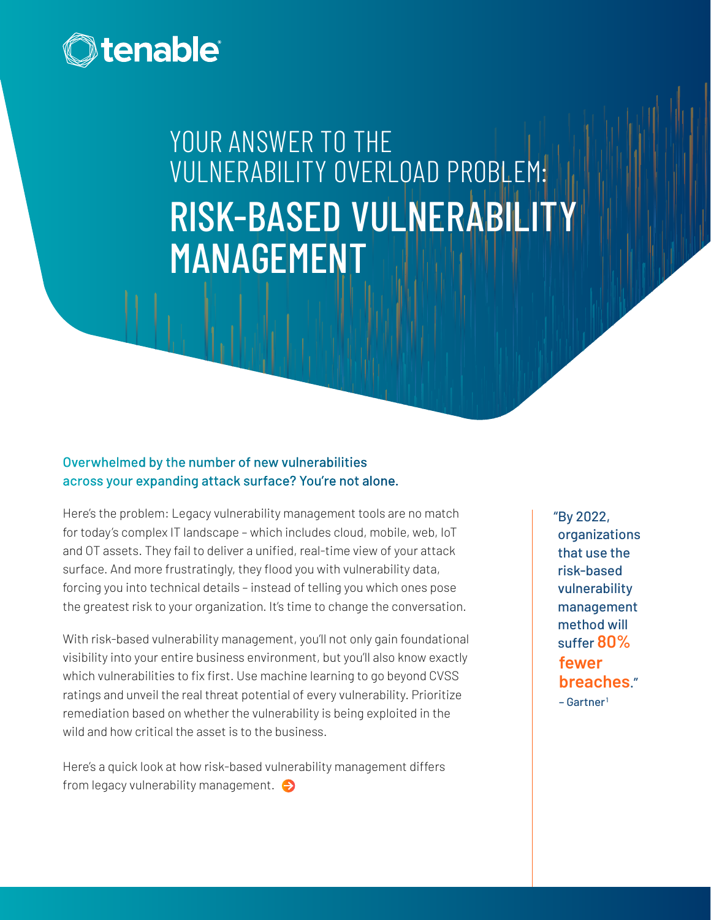# YOUR ANSWER TO THE VULNERABILITY OVERLOAD PROBLEM: RISK-BASED VULNERABILITY MANAGEMENT

## Overwhelmed by the number of new vulnerabilities across your expanding attack surface? You're not alone.

Here's the problem: Legacy vulnerability management tools are no match for today's complex IT landscape – which includes cloud, mobile, web, IoT and OT assets. They fail to deliver a unified, real-time view of your attack surface. And more frustratingly, they flood you with vulnerability data, forcing you into technical details – instead of telling you which ones pose the greatest risk to your organization. It's time to change the conversation.

With risk-based vulnerability management, you'll not only gain foundational visibility into your entire business environment, but you'll also know exactly which vulnerabilities to fix first. Use machine learning to go beyond CVSS ratings and unveil the real threat potential of every vulnerability. Prioritize remediation based on whether the vulnerability is being exploited in the wild and how critical the asset is to the business.

Here's a quick look at how risk-based vulnerability management differs from legacy vulnerability management.

"By 2022, organizations that use the risk-based vulnerability management method will suffer **80% fewer breaches**."
– Gartner[1]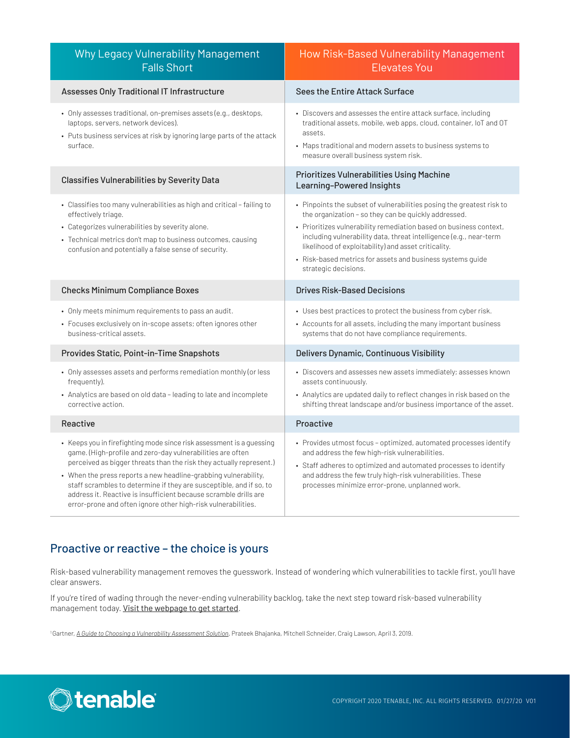| Why Legacy Vulnerability Management Falls Short | How Risk-Based Vulnerability Management Elevates You |
|---|---|
| **Assesses Only Traditional IT Infrastructure** | **Sees the Entire Attack Surface** |
| • Only assesses traditional, on-premises assets (e.g., desktops, laptops, servers, network devices).<br>• Puts business services at risk by ignoring large parts of the attack surface. | • Discovers and assesses the entire attack surface, including traditional assets, mobile, web apps, cloud, container, IoT and OT assets.<br>• Maps traditional and modern assets to business systems to measure overall business system risk. |
| **Classifies Vulnerabilities by Severity Data** | **Prioritizes Vulnerabilities Using Machine Learning-Powered Insights** |
| • Classifies too many vulnerabilities as high and critical – failing to effectively triage.<br>• Categorizes vulnerabilities by severity alone.<br>• Technical metrics don't map to business outcomes, causing confusion and potentially a false sense of security. | • Pinpoints the subset of vulnerabilities posing the greatest risk to the organization – so they can be quickly addressed.<br>• Prioritizes vulnerability remediation based on business context, including vulnerability data, threat intelligence (e.g., near-term likelihood of exploitability) and asset criticality.<br>• Risk-based metrics for assets and business systems guide strategic decisions. |
| **Checks Minimum Compliance Boxes** | **Drives Risk-Based Decisions** |
| • Only meets minimum requirements to pass an audit.<br>• Focuses exclusively on in-scope assets; often ignores other business-critical assets. | • Uses best practices to protect the business from cyber risk.<br>• Accounts for all assets, including the many important business systems that do not have compliance requirements. |
| **Provides Static, Point-in-Time Snapshots** | **Delivers Dynamic, Continuous Visibility** |
| • Only assesses assets and performs remediation monthly (or less frequently).<br>• Analytics are based on old data – leading to late and incomplete corrective action. | • Discovers and assesses new assets immediately; assesses known assets continuously.<br>• Analytics are updated daily to reflect changes in risk based on the shifting threat landscape and/or business importance of the asset. |
| **Reactive** | **Proactive** |
| • Keeps you in firefighting mode since risk assessment is a guessing game. (High-profile and zero-day vulnerabilities are often perceived as bigger threats than the risk they actually represent.)<br>• When the press reports a new headline-grabbing vulnerability, staff scrambles to determine if they are susceptible, and if so, to address it. Reactive is insufficient because scramble drills are error-prone and often ignore other high-risk vulnerabilities. | • Provides utmost focus – optimized, automated processes identify and address the few high-risk vulnerabilities.<br>• Staff adheres to optimized and automated processes to identify and address the few truly high-risk vulnerabilities. These processes minimize error-prone, unplanned work. |

## Proactive or reactive – the choice is yours

Risk-based vulnerability management removes the guesswork. Instead of wondering which vulnerabilities to tackle first, you'll have clear answers.

If you're tired of wading through the never-ending vulnerability backlog, take the next step toward risk-based vulnerability management today. Visit the webpage to get started.

[1] Gartner, *A Guide to Choosing a Vulnerability Assessment Solution*, Prateek Bhajanka, Mitchell Schneider, Craig Lawson, April 3, 2019.

tenable

COPYRIGHT 2020 TENABLE, INC. ALL RIGHTS RESERVED. 01/27/20 V01